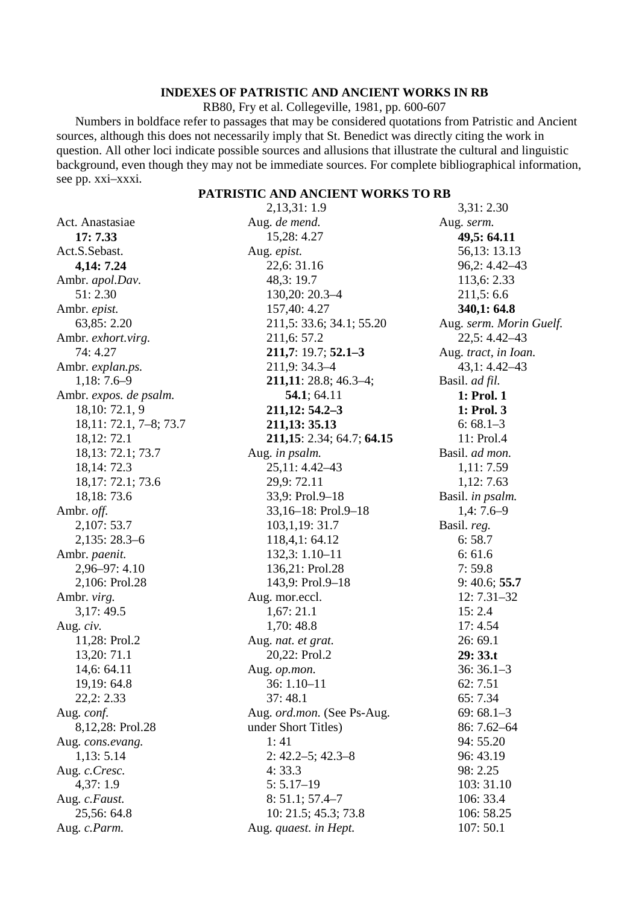# INDEXES OF PATRISTIC AND ANCIENT WORKS IN RB

RB80, Fry et al. Collegeville, 1981, pp. 600-607

Numbers in boldface refer to passages that may be considered quotations from Patristic and Ancient sources, although this does not necessarily imply that St. Benedict was directly citing the work in question. All other loci indicate possible sources and allusions that illustrate the cultural and linguistic background, even though they may not be immediate sources. For complete bibliographical information, see pp. xxi–xxxi.

## PATRISTIC AND ANCIENT WORKS TO RB

Act. Anastasiae
  **17: 7.33**
Act.S.Sebast.
  **4,14: 7.24**
Ambr. *apol.Dav.*
  51: 2.30
Ambr. *epist.*
  63,85: 2.20
Ambr. *exhort.virg.*
  74: 4.27
Ambr. *explan.ps.*
  1,18: 7.6–9
Ambr. *expos. de psalm.*
  18,10: 72.1, 9
  18,11: 72.1, 7–8; 73.7
  18,12: 72.1
  18,13: 72.1; 73.7
  18,14: 72.3
  18,17: 72.1; 73.6
  18,18: 73.6
Ambr. *off.*
  2,107: 53.7
  2,135: 28.3–6
Ambr. *paenit.*
  2,96–97: 4.10
  2,106: Prol.28
Ambr. *virg.*
  3,17: 49.5
Aug. *civ.*
  11,28: Prol.2
  13,20: 71.1
  14,6: 64.11
  19,19: 64.8
  22,2: 2.33
Aug. *conf.*
  8,12,28: Prol.28
Aug. *cons.evang.*
  1,13: 5.14
Aug. *c.Cresc.*
  4,37: 1.9
Aug. *c.Faust.*
  25,56: 64.8
Aug. *c.Parm.*
  2,13,31: 1.9
Aug. *de mend.*
  15,28: 4.27
Aug. *epist.*
  22,6: 31.16
  48,3: 19.7
  130,20: 20.3–4
  157,40: 4.27
  211,5: 33.6; 34.1; 55.20
  211,6: 57.2
  **211,7**: 19.7; **52.1–3**
  211,9: 34.3–4
  **211,11**: 28.8; 46.3–4; **54.1**; 64.11
  **211,12: 54.2–3**
  **211,13: 35.13**
  **211,15**: 2.34; 64.7; **64.15**
Aug. *in psalm.*
  25,11: 4.42–43
  29,9: 72.11
  33,9: Prol.9–18
  33,16–18: Prol.9–18
  103,1,19: 31.7
  118,4,1: 64.12
  132,3: 1.10–11
  136,21: Prol.28
  143,9: Prol.9–18
Aug. mor.eccl.
  1,67: 21.1
  1,70: 48.8
Aug. *nat. et grat.*
  20,22: Prol.2
Aug. *op.mon.*
  36: 1.10–11
  37: 48.1
Aug. *ord.mon.* (See Ps-Aug. under Short Titles)
  1: 41
  2: 42.2–5; 42.3–8
  4: 33.3
  5: 5.17–19
  8: 51.1; 57.4–7
  10: 21.5; 45.3; 73.8
Aug. *quaest. in Hept.*
  3,31: 2.30
Aug. *serm.*
  **49,5: 64.11**
  56,13: 13.13
  96,2: 4.42–43
  113,6: 2.33
  211,5: 6.6
  **340,1: 64.8**
Aug. *serm. Morin Guelf.*
  22,5: 4.42–43
Aug. *tract, in Ioan.*
  43,1: 4.42–43
Basil. *ad fil.*
  **1: Prol. 1**
  **1: Prol. 3**
  6: 68.1–3
  11: Prol.4
Basil. *ad mon.*
  1,11: 7.59
  1,12: 7.63
Basil. *in psalm.*
  1,4: 7.6–9
Basil. *reg.*
  6: 58.7
  6: 61.6
  7: 59.8
  9: 40.6; **55.7**
  12: 7.31–32
  15: 2.4
  17: 4.54
  26: 69.1
  **29: 33.t**
  36: 36.1–3
  62: 7.51
  65: 7.34
  69: 68.1–3
  86: 7.62–64
  94: 55.20
  96: 43.19
  98: 2.25
  103: 31.10
  106: 33.4
  106: 58.25
  107: 50.1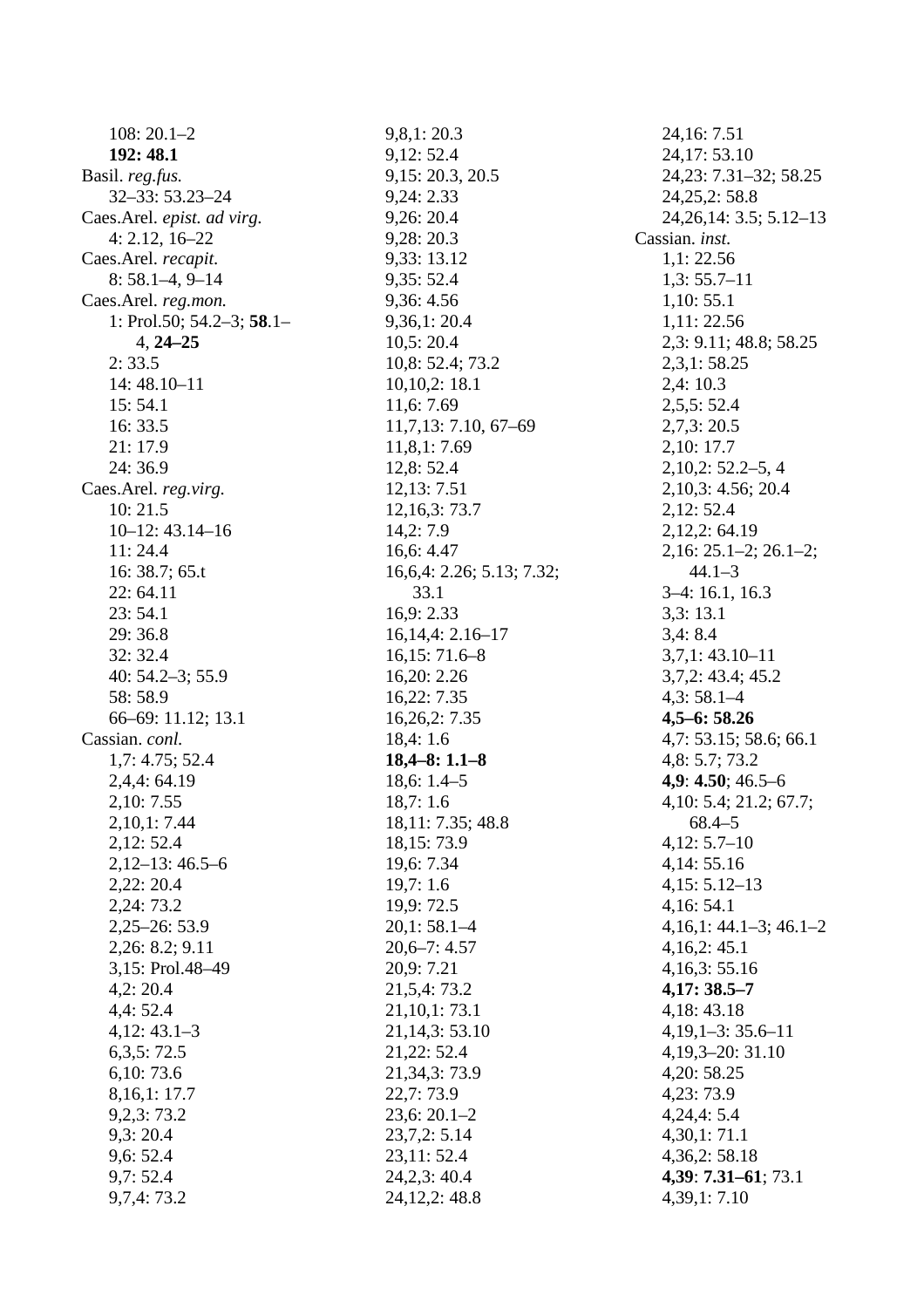108: 20.1–2
**192: 48.1**
Basil. *reg.fus.*
32–33: 53.23–24
Caes.Arel. *epist. ad virg.*
4: 2.12, 16–22
Caes.Arel. *recapit.*
8: 58.1–4, 9–14
Caes.Arel. *reg.mon.*
1: Prol.50; 54.2–3; **58**.1–4, **24–25**
2: 33.5
14: 48.10–11
15: 54.1
16: 33.5
21: 17.9
24: 36.9
Caes.Arel. *reg.virg.*
10: 21.5
10–12: 43.14–16
11: 24.4
16: 38.7; 65.t
22: 64.11
23: 54.1
29: 36.8
32: 32.4
40: 54.2–3; 55.9
58: 58.9
66–69: 11.12; 13.1
Cassian. *conl.*
1,7: 4.75; 52.4
2,4,4: 64.19
2,10: 7.55
2,10,1: 7.44
2,12: 52.4
2,12–13: 46.5–6
2,22: 20.4
2,24: 73.2
2,25–26: 53.9
2,26: 8.2; 9.11
3,15: Prol.48–49
4,2: 20.4
4,4: 52.4
4,12: 43.1–3
6,3,5: 72.5
6,10: 73.6
8,16,1: 17.7
9,2,3: 73.2
9,3: 20.4
9,6: 52.4
9,7: 52.4
9,7,4: 73.2
9,8,1: 20.3
9,12: 52.4
9,15: 20.3, 20.5
9,24: 2.33
9,26: 20.4
9,28: 20.3
9,33: 13.12
9,35: 52.4
9,36: 4.56
9,36,1: 20.4
10,5: 20.4
10,8: 52.4; 73.2
10,10,2: 18.1
11,6: 7.69
11,7,13: 7.10, 67–69
11,8,1: 7.69
12,8: 52.4
12,13: 7.51
12,16,3: 73.7
14,2: 7.9
16,6: 4.47
16,6,4: 2.26; 5.13; 7.32; 33.1
16,9: 2.33
16,14,4: 2.16–17
16,15: 71.6–8
16,20: 2.26
16,22: 7.35
16,26,2: 7.35
18,4: 1.6
**18,4–8: 1.1–8**
18,6: 1.4–5
18,7: 1.6
18,11: 7.35; 48.8
18,15: 73.9
19,6: 7.34
19,7: 1.6
19,9: 72.5
20,1: 58.1–4
20,6–7: 4.57
20,9: 7.21
21,5,4: 73.2
21,10,1: 73.1
21,14,3: 53.10
21,22: 52.4
21,34,3: 73.9
22,7: 73.9
23,6: 20.1–2
23,7,2: 5.14
23,11: 52.4
24,2,3: 40.4
24,12,2: 48.8
24,16: 7.51
24,17: 53.10
24,23: 7.31–32; 58.25
24,25,2: 58.8
24,26,14: 3.5; 5.12–13
Cassian. *inst.*
1,1: 22.56
1,3: 55.7–11
1,10: 55.1
1,11: 22.56
2,3: 9.11; 48.8; 58.25
2,3,1: 58.25
2,4: 10.3
2,5,5: 52.4
2,7,3: 20.5
2,10: 17.7
2,10,2: 52.2–5, 4
2,10,3: 4.56; 20.4
2,12: 52.4
2,12,2: 64.19
2,16: 25.1–2; 26.1–2; 44.1–3
3–4: 16.1, 16.3
3,3: 13.1
3,4: 8.4
3,7,1: 43.10–11
3,7,2: 43.4; 45.2
4,3: 58.1–4
**4,5–6: 58.26**
4,7: 53.15; 58.6; 66.1
4,8: 5.7; 73.2
**4,9**: **4.50**; 46.5–6
4,10: 5.4; 21.2; 67.7; 68.4–5
4,12: 5.7–10
4,14: 55.16
4,15: 5.12–13
4,16: 54.1
4,16,1: 44.1–3; 46.1–2
4,16,2: 45.1
4,16,3: 55.16
**4,17: 38.5–7**
4,18: 43.18
4,19,1–3: 35.6–11
4,19,3–20: 31.10
4,20: 58.25
4,23: 73.9
4,24,4: 5.4
4,30,1: 71.1
4,36,2: 58.18
**4,39**: **7.31–61**; 73.1
4,39,1: 7.10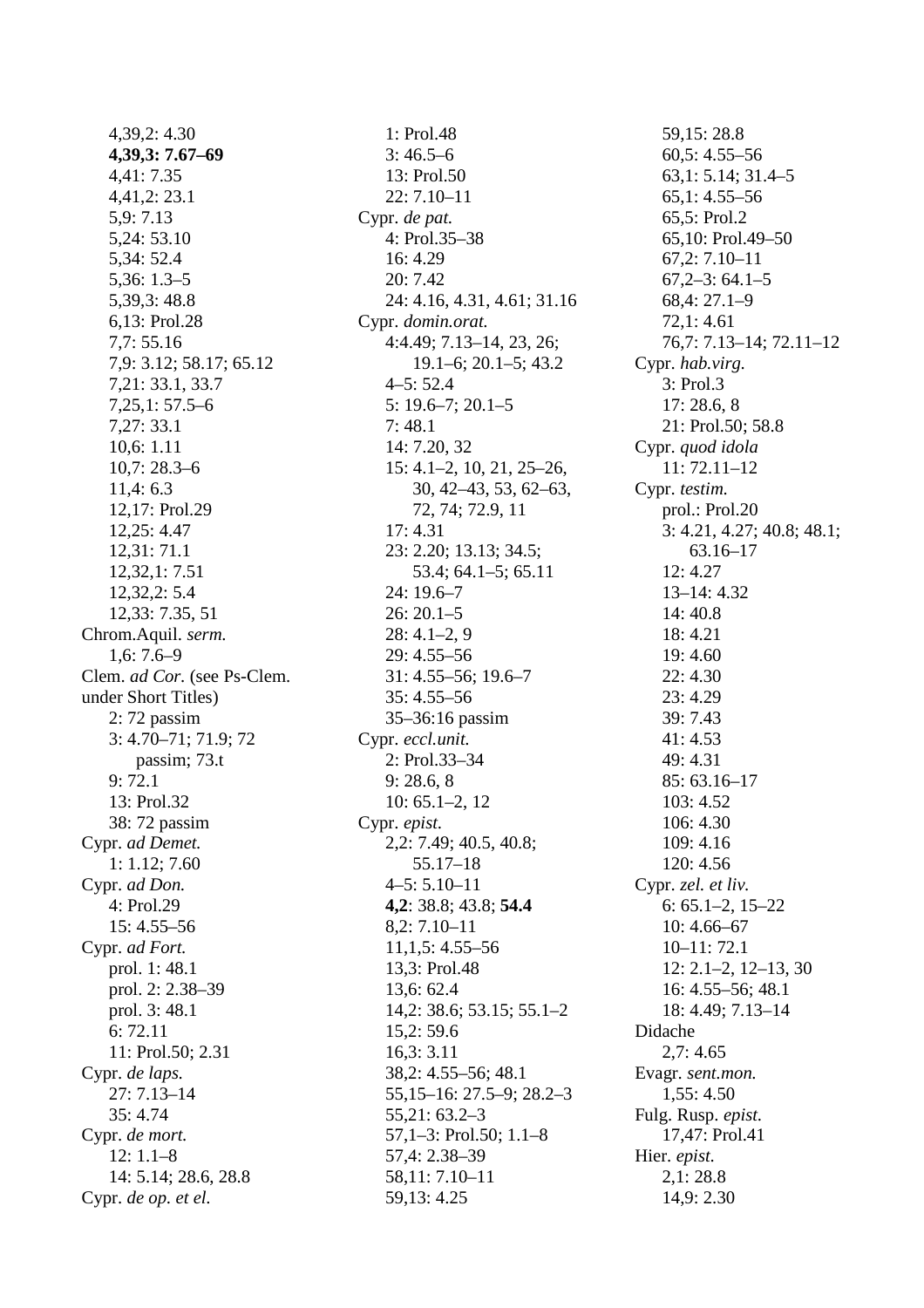4,39,2: 4.30
**4,39,3: 7.67–69**
4,41: 7.35
4,41,2: 23.1
5,9: 7.13
5,24: 53.10
5,34: 52.4
5,36: 1.3–5
5,39,3: 48.8
6,13: Prol.28
7,7: 55.16
7,9: 3.12; 58.17; 65.12
7,21: 33.1, 33.7
7,25,1: 57.5–6
7,27: 33.1
10,6: 1.11
10,7: 28.3–6
11,4: 6.3
12,17: Prol.29
12,25: 4.47
12,31: 71.1
12,32,1: 7.51
12,32,2: 5.4
12,33: 7.35, 51

Chrom.Aquil. *serm.*
1,6: 7.6–9

Clem. *ad Cor.* (see Ps-Clem. under Short Titles)
2: 72 passim
3: 4.70–71; 71.9; 72 passim; 73.t
9: 72.1
13: Prol.32
38: 72 passim

Cypr. *ad Demet.*
1: 1.12; 7.60

Cypr. *ad Don.*
4: Prol.29
15: 4.55–56

Cypr. *ad Fort.*
prol. 1: 48.1
prol. 2: 2.38–39
prol. 3: 48.1
6: 72.11
11: Prol.50; 2.31

Cypr. *de laps.*
27: 7.13–14
35: 4.74

Cypr. *de mort.*
12: 1.1–8
14: 5.14; 28.6, 28.8

Cypr. *de op. et el.*
1: Prol.48
3: 46.5–6
13: Prol.50
22: 7.10–11

Cypr. *de pat.*
4: Prol.35–38
16: 4.29
20: 7.42
24: 4.16, 4.31, 4.61; 31.16

Cypr. *domin.orat.*
4:4.49; 7.13–14, 23, 26; 19.1–6; 20.1–5; 43.2
4–5: 52.4
5: 19.6–7; 20.1–5
7: 48.1
14: 7.20, 32
15: 4.1–2, 10, 21, 25–26, 30, 42–43, 53, 62–63, 72, 74; 72.9, 11
17: 4.31
23: 2.20; 13.13; 34.5; 53.4; 64.1–5; 65.11
24: 19.6–7
26: 20.1–5
28: 4.1–2, 9
29: 4.55–56
31: 4.55–56; 19.6–7
35: 4.55–56
35–36:16 passim

Cypr. *eccl.unit.*
2: Prol.33–34
9: 28.6, 8
10: 65.1–2, 12

Cypr. *epist.*
2,2: 7.49; 40.5, 40.8; 55.17–18
4–5: 5.10–11
**4,2**: 38.8; 43.8; **54.4**
8,2: 7.10–11
11,1,5: 4.55–56
13,3: Prol.48
13,6: 62.4
14,2: 38.6; 53.15; 55.1–2
15,2: 59.6
16,3: 3.11
38,2: 4.55–56; 48.1
55,15–16: 27.5–9; 28.2–3
55,21: 63.2–3
57,1–3: Prol.50; 1.1–8
57,4: 2.38–39
58,11: 7.10–11
59,13: 4.25
59,15: 28.8
60,5: 4.55–56
63,1: 5.14; 31.4–5
65,1: 4.55–56
65,5: Prol.2
65,10: Prol.49–50
67,2: 7.10–11
67,2–3: 64.1–5
68,4: 27.1–9
72,1: 4.61
76,7: 7.13–14; 72.11–12

Cypr. *hab.virg.*
3: Prol.3
17: 28.6, 8
21: Prol.50; 58.8

Cypr. *quod idola*
11: 72.11–12

Cypr. *testim.*
prol.: Prol.20
3: 4.21, 4.27; 40.8; 48.1; 63.16–17
12: 4.27
13–14: 4.32
14: 40.8
18: 4.21
19: 4.60
22: 4.30
23: 4.29
39: 7.43
41: 4.53
49: 4.31
85: 63.16–17
103: 4.52
106: 4.30
109: 4.16
120: 4.56

Cypr. *zel. et liv.*
6: 65.1–2, 15–22
10: 4.66–67
10–11: 72.1
12: 2.1–2, 12–13, 30
16: 4.55–56; 48.1
18: 4.49; 7.13–14

Didache
2,7: 4.65

Evagr. *sent.mon.*
1,55: 4.50

Fulg. Rusp. *epist.*
17,47: Prol.41

Hier. *epist.*
2,1: 28.8
14,9: 2.30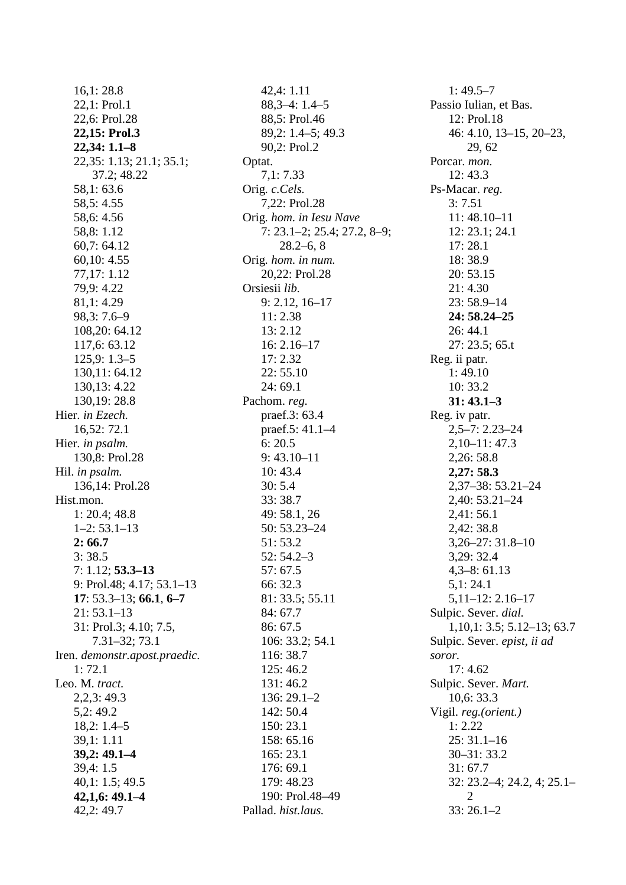16,1: 28.8
22,1: Prol.1
22,6: Prol.28
**22,15: Prol.3**
**22,34: 1.1–8**
22,35: 1.13; 21.1; 35.1; 37.2; 48.22
58,1: 63.6
58,5: 4.55
58,6: 4.56
58,8: 1.12
60,7: 64.12
60,10: 4.55
77,17: 1.12
79,9: 4.22
81,1: 4.29
98,3: 7.6–9
108,20: 64.12
117,6: 63.12
125,9: 1.3–5
130,11: 64.12
130,13: 4.22
130,19: 28.8

Hier. *in Ezech.*
16,52: 72.1

Hier. *in psalm.*
130,8: Prol.28

Hil. *in psalm.*
136,14: Prol.28

Hist.mon.
1: 20.4; 48.8
1–2: 53.1–13
**2: 66.7**
3: 38.5
7: 1.12; **53.3–13**
9: Prol.48; 4.17; 53.1–13
**17**: 53.3–13; **66.1**, **6–7**
21: 53.1–13
31: Prol.3; 4.10; 7.5, 7.31–32; 73.1

Iren. *demonstr.apost.praedic.*
1: 72.1

Leo. M. *tract.*
2,2,3: 49.3
5,2: 49.2
18,2: 1.4–5
39,1: 1.11
**39,2: 49.1–4**
39,4: 1.5
40,1: 1.5; 49.5
**42,1,6: 49.1–4**
42,2: 49.7
42,4: 1.11
88,3–4: 1.4–5
88,5: Prol.46
89,2: 1.4–5; 49.3
90,2: Prol.2

Optat.
7,1: 7.33

Orig. *c.Cels.*
7,22: Prol.28

Orig. *hom. in Iesu Nave*
7: 23.1–2; 25.4; 27.2, 8–9; 28.2–6, 8

Orig. *hom. in num.*
20,22: Prol.28

Orsiesii *lib.*
9: 2.12, 16–17
11: 2.38
13: 2.12
16: 2.16–17
17: 2.32
22: 55.10
24: 69.1

Pachom. *reg.*
praef.3: 63.4
praef.5: 41.1–4
6: 20.5
9: 43.10–11
10: 43.4
30: 5.4
33: 38.7
49: 58.1, 26
50: 53.23–24
51: 53.2
52: 54.2–3
57: 67.5
66: 32.3
81: 33.5; 55.11
84: 67.7
86: 67.5
106: 33.2; 54.1
116: 38.7
125: 46.2
131: 46.2
136: 29.1–2
142: 50.4
150: 23.1
158: 65.16
165: 23.1
176: 69.1
179: 48.23
190: Prol.48–49

Pallad. *hist.laus.*
1: 49.5–7

Passio Iulian, et Bas.
12: Prol.18
46: 4.10, 13–15, 20–23, 29, 62

Porcar. *mon.*
12: 43.3

Ps-Macar. *reg.*
3: 7.51
11: 48.10–11
12: 23.1; 24.1
17: 28.1
18: 38.9
20: 53.15
21: 4.30
23: 58.9–14
**24: 58.24–25**
26: 44.1
27: 23.5; 65.t

Reg. ii patr.
1: 49.10
10: 33.2
**31: 43.1–3**

Reg. iv patr.
2,5–7: 2.23–24
2,10–11: 47.3
2,26: 58.8
**2,27: 58.3**
2,37–38: 53.21–24
2,40: 53.21–24
2,41: 56.1
2,42: 38.8
3,26–27: 31.8–10
3,29: 32.4
4,3–8: 61.13
5,1: 24.1
5,11–12: 2.16–17

Sulpic. Sever. *dial.*
1,10,1: 3.5; 5.12–13; 63.7

Sulpic. Sever. *epist, ii ad soror.*
17: 4.62

Sulpic. Sever. *Mart.*
10,6: 33.3

Vigil. *reg.(orient.)*
1: 2.22
25: 31.1–16
30–31: 33.2
31: 67.7
32: 23.2–4; 24.2, 4; 25.1–2
33: 26.1–2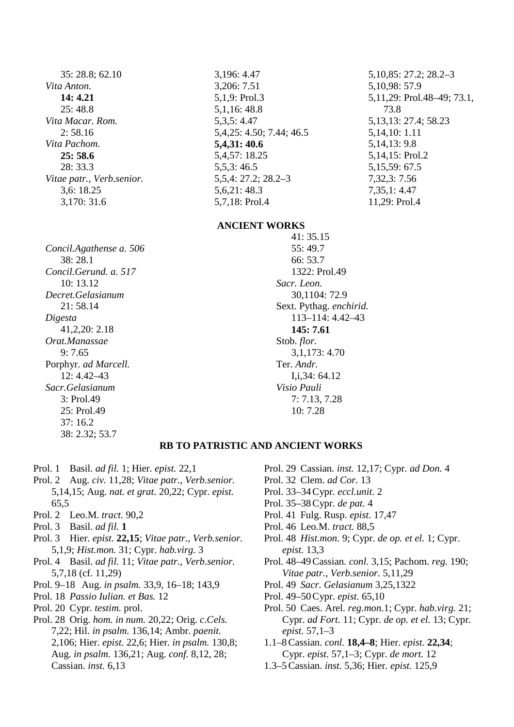35: 28.8; 62.10
*Vita Anton.*
**14: 4.21**
25: 48.8
*Vita Macar. Rom.*
2: 58.16
*Vita Pachom.*
**25: 58.6**
28: 33.3
*Vitae patr., Verb.senior.*
3,6: 18.25
3,170: 31.6
3,196: 4.47
3,206: 7.51
5,1,9: Prol.3
5,1,16: 48.8
5,3,5: 4.47
5,4,25: 4.50; 7.44; 46.5
**5,4,31: 40.6**
5,4,57: 18.25
5,5,3: 46.5
5,5,4: 27.2; 28.2–3
5,6,21: 48.3
5,7,18: Prol.4
5,10,85: 27.2; 28.2–3
5,10,98: 57.9
5,11,29: Prol.48–49; 73.1, 73.8
5,13,13: 27.4; 58.23
5,14,10: 1.11
5,14,13: 9.8
5,14,15: Prol.2
5,15,59: 67.5
7,32,3: 7.56
7,35,1: 4.47
11,29: Prol.4

## ANCIENT WORKS

*Concil.Agathense a. 506*
38: 28.1
*Concil.Gerund. a. 517*
10: 13.12
*Decret.Gelasianum*
21: 58.14
*Digesta*
41,2,20: 2.18
*Orat.Manassae*
9: 7.65
Porphyr. *ad Marcell.*
12: 4.42–43
*Sacr.Gelasianum*
3: Prol.49
25: Prol.49
37: 16.2
38: 2.32; 53.7
41: 35.15
55: 49.7
66: 53.7
1322: Prol.49
*Sacr. Leon.*
30,1104: 72.9
Sext. Pythag. *enchirid.*
113–114: 4.42–43
**145: 7.61**
Stob. *flor.*
3,1,173: 4.70
Ter. *Andr.*
I,i,34: 64.12
*Visio Pauli*
7: 7.13, 7.28
10: 7.28

## RB TO PATRISTIC AND ANCIENT WORKS

Prol. 1 Basil. *ad fil.* 1; Hier. *epist.* 22,1
Prol. 2 Aug. *civ.* 11,28; *Vitae patr., Verb.senior.* 5,14,15; Aug. *nat. et grat.* 20,22; Cypr. *epist.* 65,5
Prol. 2 Leo.M. *tract.* 90,2
Prol. 3 Basil. *ad fil.* **1**
Prol. 3 Hier. *epist.* **22,15**; *Vitae patr., Verb.senior.* 5,1,9; *Hist.mon.* 31; Cypr. *hab.virg.* 3
Prol. 4 Basil. *ad fil.* 11; *Vitae patr., Verb.senior.* 5,7,18 (cf. 11,29)
Prol. 9–18 Aug. *in psalm.* 33,9, 16–18; 143,9
Prol. 18 *Passio Iulian. et Bas.* 12
Prol. 20 Cypr. *testim.* prol.
Prol. 28 Orig. *hom. in num.* 20,22; Orig. *c.Cels.* 7,22; Hil. *in psalm.* 136,14; Ambr. *paenit.* 2,106; Hier. *epist.* 22,6; Hier. *in psalm.* 130,8; Aug. *in psalm.* 136,21; Aug. *conf.* 8,12, 28; Cassian. *inst.* 6,13
Prol. 29 Cassian. *inst.* 12,17; Cypr. *ad Don.* 4
Prol. 32 Clem. *ad Cor.* 13
Prol. 33–34 Cypr. *eccl.unit.* 2
Prol. 35–38 Cypr. *de pat.* 4
Prol. 41 Fulg. Rusp. *epist.* 17,47
Prol. 46 Leo.M. *tract.* 88,5
Prol. 48 *Hist.mon.* 9; Cypr. *de op. et el.* 1; Cypr. *epist.* 13,3
Prol. 48–49 Cassian. *conl.* 3,15; Pachom. *reg.* 190; *Vitae patr., Verb.senior.* 5,11,29
Prol. 49 *Sacr. Gelasianum* 3,25,1322
Prol. 49–50 Cypr. *epist.* 65,10
Prol. 50 Caes. Arel. *reg.mon.*1; Cypr. *hab.virg.* 21; Cypr. *ad Fort.* 11; Cypr. *de op. et el.* 13; Cypr. *epist.* 57,1–3
1.1–8 Cassian. *conl.* **18,4–8**; Hier. *epist.* **22,34**; Cypr. *epist.* 57,1–3; Cypr. *de mort.* 12
1.3–5 Cassian. *inst.* 5,36; Hier. *epist.* 125,9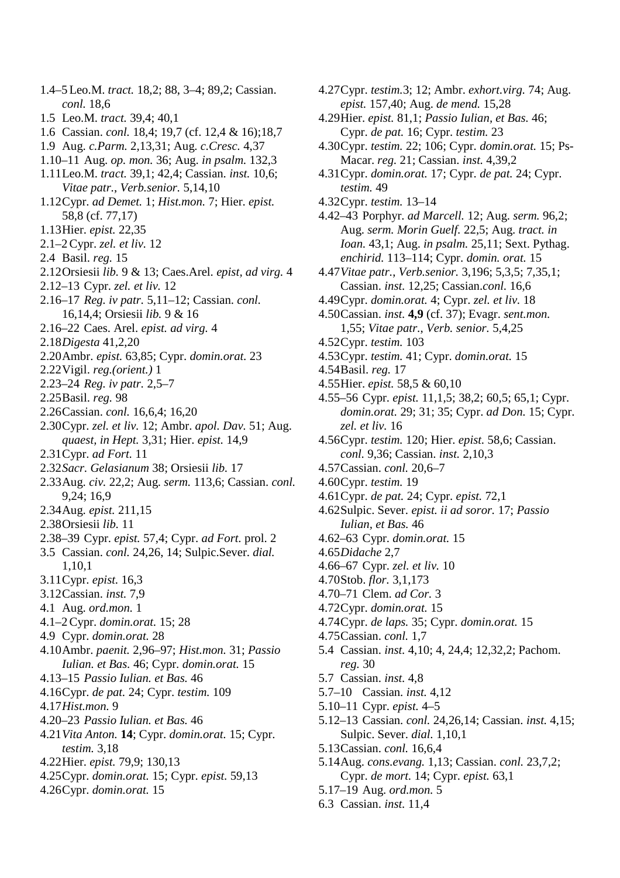1.4–5 Leo.M. *tract.* 18,2; 88, 3–4; 89,2; Cassian. *conl.* 18,6
1.5 Leo.M. *tract.* 39,4; 40,1
1.6 Cassian. *conl.* 18,4; 19,7 (cf. 12,4 & 16);18,7
1.9 Aug. *c.Parm.* 2,13,31; Aug. *c.Cresc.* 4,37
1.10–11 Aug. *op. mon.* 36; Aug. *in psalm.* 132,3
1.11 Leo.M. *tract.* 39,1; 42,4; Cassian. *inst.* 10,6; *Vitae patr., Verb.senior.* 5,14,10
1.12 Cypr. *ad Demet.* 1; *Hist.mon.* 7; Hier. *epist.* 58,8 (cf. 77,17)
1.13 Hier. *epist.* 22,35
2.1–2 Cypr. *zel. et liv.* 12
2.4 Basil. *reg.* 15
2.12 Orsiesii *lib.* 9 & 13; Caes.Arel. *epist, ad virg.* 4
2.12–13 Cypr. *zel. et liv.* 12
2.16–17 *Reg. iv patr.* 5,11–12; Cassian. *conl.* 16,14,4; Orsiesii *lib.* 9 & 16
2.16–22 Caes. Arel. *epist. ad virg.* 4
2.18 *Digesta* 41,2,20
2.20 Ambr. *epist.* 63,85; Cypr. *domin.orat.* 23
2.22 Vigil. *reg.(orient.)* 1
2.23–24 *Reg. iv patr.* 2,5–7
2.25 Basil. *reg.* 98
2.26 Cassian. *conl.* 16,6,4; 16,20
2.30 Cypr. *zel. et liv.* 12; Ambr. *apol. Dav.* 51; Aug. *quaest, in Hept.* 3,31; Hier. *epist.* 14,9
2.31 Cypr. *ad Fort.* 11
2.32 *Sacr. Gelasianum* 38; Orsiesii *lib.* 17
2.33 Aug. *civ.* 22,2; Aug. *serm.* 113,6; Cassian. *conl.* 9,24; 16,9
2.34 Aug. *epist.* 211,15
2.38 Orsiesii *lib.* 11
2.38–39 Cypr. *epist.* 57,4; Cypr. *ad Fort.* prol. 2
3.5 Cassian. *conl.* 24,26, 14; Sulpic.Sever. *dial.* 1,10,1
3.11 Cypr. *epist.* 16,3
3.12 Cassian. *inst.* 7,9
4.1 Aug. *ord.mon.* 1
4.1–2 Cypr. *domin.orat.* 15; 28
4.9 Cypr. *domin.orat.* 28
4.10 Ambr. *paenit.* 2,96–97; *Hist.mon.* 31; *Passio Iulian. et Bas.* 46; Cypr. *domin.orat.* 15
4.13–15 *Passio Iulian. et Bas.* 46
4.16 Cypr. *de pat.* 24; Cypr. *testim.* 109
4.17 *Hist.mon.* 9
4.20–23 *Passio Iulian. et Bas.* 46
4.21 *Vita Anton.* **14**; Cypr. *domin.orat.* 15; Cypr. *testim.* 3,18
4.22 Hier. *epist.* 79,9; 130,13
4.25 Cypr. *domin.orat.* 15; Cypr. *epist.* 59,13
4.26 Cypr. *domin.orat.* 15
4.27 Cypr. *testim.*3; 12; Ambr. *exhort.virg.* 74; Aug. *epist.* 157,40; Aug. *de mend.* 15,28
4.29 Hier. *epist.* 81,1; *Passio Iulian, et Bas.* 46; Cypr. *de pat.* 16; Cypr. *testim.* 23
4.30 Cypr. *testim.* 22; 106; Cypr. *domin.orat.* 15; Ps-Macar. *reg.* 21; Cassian. *inst.* 4,39,2
4.31 Cypr. *domin.orat.* 17; Cypr. *de pat.* 24; Cypr. *testim.* 49
4.32 Cypr. *testim.* 13–14
4.42–43 Porphyr. *ad Marcell.* 12; Aug. *serm.* 96,2; Aug. *serm. Morin Guelf.* 22,5; Aug. *tract. in Ioan.* 43,1; Aug. *in psalm.* 25,11; Sext. Pythag. *enchirid.* 113–114; Cypr. *domin. orat.* 15
4.47 *Vitae patr., Verb.senior.* 3,196; 5,3,5; 7,35,1; Cassian. *inst.* 12,25; Cassian.*conl.* 16,6
4.49 Cypr. *domin.orat.* 4; Cypr. *zel. et liv.* 18
4.50 Cassian. *inst.* **4,9** (cf. 37); Evagr. *sent.mon.* 1,55; *Vitae patr., Verb. senior.* 5,4,25
4.52 Cypr. *testim.* 103
4.53 Cypr. *testim.* 41; Cypr. *domin.orat.* 15
4.54 Basil. *reg.* 17
4.55 Hier. *epist.* 58,5 & 60,10
4.55–56 Cypr. *epist.* 11,1,5; 38,2; 60,5; 65,1; Cypr. *domin.orat.* 29; 31; 35; Cypr. *ad Don.* 15; Cypr. *zel. et liv.* 16
4.56 Cypr. *testim.* 120; Hier. *epist.* 58,6; Cassian. *conl.* 9,36; Cassian. *inst.* 2,10,3
4.57 Cassian. *conl.* 20,6–7
4.60 Cypr. *testim.* 19
4.61 Cypr. *de pat.* 24; Cypr. *epist.* 72,1
4.62 Sulpic. Sever. *epist. ii ad soror.* 17; *Passio Iulian, et Bas.* 46
4.62–63 Cypr. *domin.orat.* 15
4.65 *Didache* 2,7
4.66–67 Cypr. *zel. et liv.* 10
4.70 Stob. *flor.* 3,1,173
4.70–71 Clem. *ad Cor.* 3
4.72 Cypr. *domin.orat.* 15
4.74 Cypr. *de laps.* 35; Cypr. *domin.orat.* 15
4.75 Cassian. *conl.* 1,7
5.4 Cassian. *inst.* 4,10; 4, 24,4; 12,32,2; Pachom. *reg.* 30
5.7 Cassian. *inst.* 4,8
5.7–10 Cassian. *inst.* 4,12
5.10–11 Cypr. *epist.* 4–5
5.12–13 Cassian. *conl.* 24,26,14; Cassian. *inst.* 4,15; Sulpic. Sever. *dial.* 1,10,1
5.13 Cassian. *conl.* 16,6,4
5.14 Aug. *cons.evang.* 1,13; Cassian. *conl.* 23,7,2; Cypr. *de mort.* 14; Cypr. *epist.* 63,1
5.17–19 Aug. *ord.mon.* 5
6.3 Cassian. *inst.* 11,4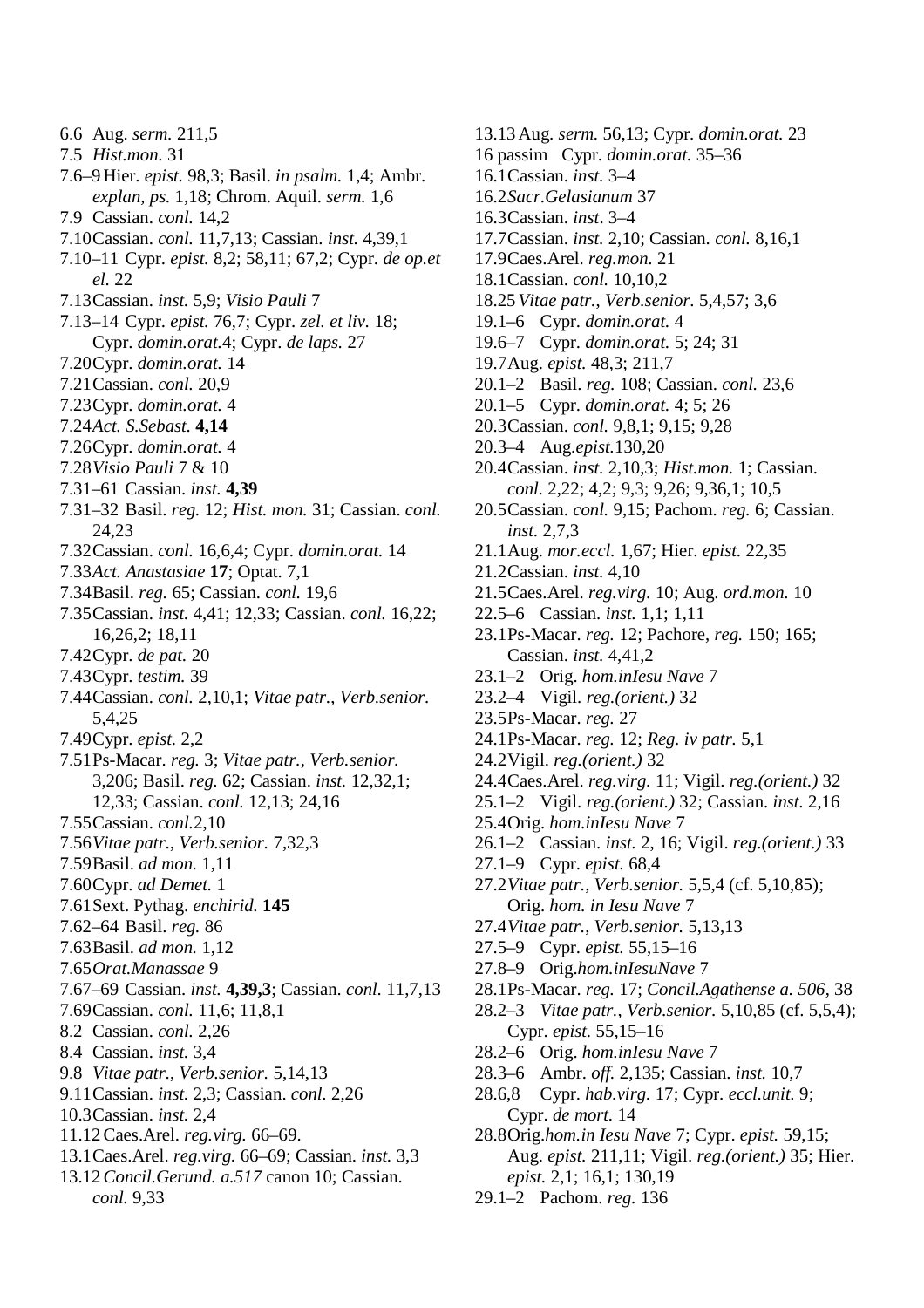6.6 Aug. *serm.* 211,5
7.5 *Hist.mon.* 31
7.6–9 Hier. *epist.* 98,3; Basil. *in psalm.* 1,4; Ambr. *explan, ps.* 1,18; Chrom. Aquil. *serm.* 1,6
7.9 Cassian. *conl.* 14,2
7.10 Cassian. *conl.* 11,7,13; Cassian. *inst.* 4,39,1
7.10–11 Cypr. *epist.* 8,2; 58,11; 67,2; Cypr. *de op.et el.* 22
7.13 Cassian. *inst.* 5,9; *Visio Pauli* 7
7.13–14 Cypr. *epist.* 76,7; Cypr. *zel. et liv.* 18; Cypr. *domin.orat.*4; Cypr. *de laps.* 27
7.20 Cypr. *domin.orat.* 14
7.21 Cassian. *conl.* 20,9
7.23 Cypr. *domin.orat.* 4
7.24 *Act. S.Sebast.* **4,14**
7.26 Cypr. *domin.orat.* 4
7.28 *Visio Pauli* 7 & 10
7.31–61 Cassian. *inst.* **4,39**
7.31–32 Basil. *reg.* 12; *Hist. mon.* 31; Cassian. *conl.* 24,23
7.32 Cassian. *conl.* 16,6,4; Cypr. *domin.orat.* 14
7.33 *Act. Anastasiae* **17**; Optat. 7,1
7.34 Basil. *reg.* 65; Cassian. *conl.* 19,6
7.35 Cassian. *inst.* 4,41; 12,33; Cassian. *conl.* 16,22; 16,26,2; 18,11
7.42 Cypr. *de pat.* 20
7.43 Cypr. *testim.* 39
7.44 Cassian. *conl.* 2,10,1; *Vitae patr., Verb.senior.* 5,4,25
7.49 Cypr. *epist.* 2,2
7.51 Ps-Macar. *reg.* 3; *Vitae patr., Verb.senior.* 3,206; Basil. *reg.* 62; Cassian. *inst.* 12,32,1; 12,33; Cassian. *conl.* 12,13; 24,16
7.55 Cassian. *conl.*2,10
7.56 *Vitae patr., Verb.senior.* 7,32,3
7.59 Basil. *ad mon.* 1,11
7.60 Cypr. *ad Demet.* 1
7.61 Sext. Pythag. *enchirid.* **145**
7.62–64 Basil. *reg.* 86
7.63 Basil. *ad mon.* 1,12
7.65 *Orat.Manassae* 9
7.67–69 Cassian. *inst.* **4,39,3**; Cassian. *conl.* 11,7,13
7.69 Cassian. *conl.* 11,6; 11,8,1
8.2 Cassian. *conl.* 2,26
8.4 Cassian. *inst.* 3,4
9.8 *Vitae patr., Verb.senior.* 5,14,13
9.11 Cassian. *inst.* 2,3; Cassian. *conl.* 2,26
10.3 Cassian. *inst.* 2,4
11.12 Caes.Arel. *reg.virg.* 66–69.
13.1 Caes.Arel. *reg.virg.* 66–69; Cassian. *inst.* 3,3
13.12 *Concil.Gerund. a.517* canon 10; Cassian. *conl.* 9,33
13.13 Aug. *serm.* 56,13; Cypr. *domin.orat.* 23
16 passim Cypr. *domin.orat.* 35–36
16.1 Cassian. *inst.* 3–4
16.2 *Sacr.Gelasianum* 37
16.3 Cassian. *inst*. 3–4
17.7 Cassian. *inst.* 2,10; Cassian. *conl.* 8,16,1
17.9 Caes.Arel. *reg.mon.* 21
18.1 Cassian. *conl.* 10,10,2
18.25 *Vitae patr., Verb.senior.* 5,4,57; 3,6
19.1–6 Cypr. *domin.orat.* 4
19.6–7 Cypr. *domin.orat.* 5; 24; 31
19.7 Aug. *epist.* 48,3; 211,7
20.1–2 Basil. *reg.* 108; Cassian. *conl.* 23,6
20.1–5 Cypr. *domin.orat.* 4; 5; 26
20.3 Cassian. *conl.* 9,8,1; 9,15; 9,28
20.3–4 Aug.*epist.*130,20
20.4 Cassian. *inst.* 2,10,3; *Hist.mon.* 1; Cassian. *conl.* 2,22; 4,2; 9,3; 9,26; 9,36,1; 10,5
20.5 Cassian. *conl.* 9,15; Pachom. *reg.* 6; Cassian. *inst.* 2,7,3
21.1 Aug. *mor.eccl.* 1,67; Hier. *epist.* 22,35
21.2 Cassian. *inst.* 4,10
21.5 Caes.Arel. *reg.virg.* 10; Aug. *ord.mon.* 10
22.5–6 Cassian. *inst.* 1,1; 1,11
23.1 Ps-Macar. *reg.* 12; Pachore, *reg.* 150; 165; Cassian. *inst.* 4,41,2
23.1–2 Orig. *hom.inIesu Nave* 7
23.2–4 Vigil. *reg.(orient.)* 32
23.5 Ps-Macar. *reg.* 27
24.1 Ps-Macar. *reg.* 12; *Reg. iv patr.* 5,1
24.2 Vigil. *reg.(orient.)* 32
24.4 Caes.Arel. *reg.virg.* 11; Vigil. *reg.(orient.)* 32
25.1–2 Vigil. *reg.(orient.)* 32; Cassian. *inst.* 2,16
25.4 Orig. *hom.inIesu Nave* 7
26.1–2 Cassian. *inst.* 2, 16; Vigil. *reg.(orient.)* 33
27.1–9 Cypr. *epist.* 68,4
27.2 *Vitae patr., Verb.senior.* 5,5,4 (cf. 5,10,85); Orig. *hom. in Iesu Nave* 7
27.4 *Vitae patr., Verb.senior.* 5,13,13
27.5–9 Cypr. *epist.* 55,15–16
27.8–9 Orig.*hom.inIesuNave* 7
28.1 Ps-Macar. *reg.* 17; *Concil.Agathense a. 506*, 38
28.2–3 *Vitae patr., Verb.senior.* 5,10,85 (cf. 5,5,4); Cypr. *epist.* 55,15–16
28.2–6 Orig. *hom.inIesu Nave* 7
28.3–6 Ambr. *off.* 2,135; Cassian. *inst.* 10,7
28.6,8 Cypr. *hab.virg.* 17; Cypr. *eccl.unit.* 9; Cypr. *de mort.* 14
28.8 Orig.*hom.in Iesu Nave* 7; Cypr. *epist.* 59,15; Aug. *epist.* 211,11; Vigil. *reg.(orient.)* 35; Hier. *epist.* 2,1; 16,1; 130,19
29.1–2 Pachom. *reg.* 136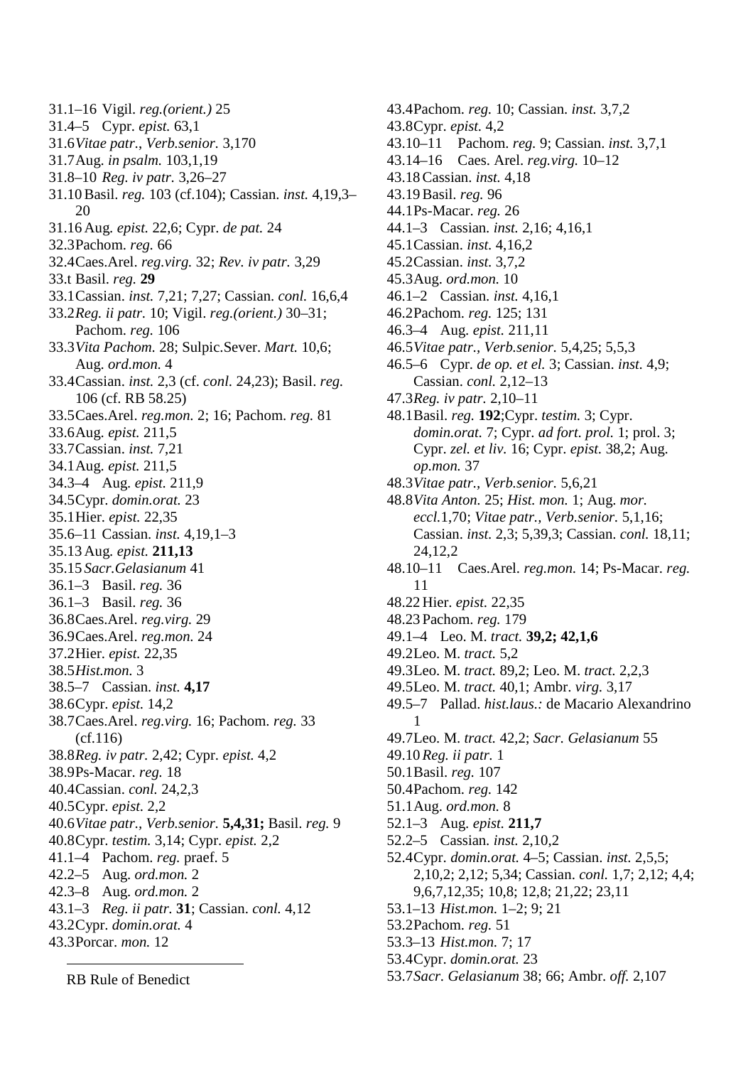31.1–16 Vigil. *reg.(orient.)* 25
31.4–5 Cypr. *epist.* 63,1
31.6 *Vitae patr., Verb.senior.* 3,170
31.7 Aug. *in psalm.* 103,1,19
31.8–10 *Reg. iv patr.* 3,26–27
31.10 Basil. *reg.* 103 (cf.104); Cassian. *inst.* 4,19,3–20
31.16 Aug. *epist.* 22,6; Cypr. *de pat.* 24
32.3 Pachom. *reg.* 66
32.4 Caes.Arel. *reg.virg.* 32; *Rev. iv patr.* 3,29
33.t Basil. *reg.* **29**
33.1 Cassian. *inst.* 7,21; 7,27; Cassian. *conl.* 16,6,4
33.2 *Reg. ii patr.* 10; Vigil. *reg.(orient.)* 30–31; Pachom. *reg.* 106
33.3 *Vita Pachom.* 28; Sulpic.Sever. *Mart.* 10,6; Aug. *ord.mon.* 4
33.4 Cassian. *inst.* 2,3 (cf. *conl.* 24,23); Basil. *reg.* 106 (cf. RB 58.25)
33.5 Caes.Arel. *reg.mon.* 2; 16; Pachom. *reg.* 81
33.6 Aug. *epist.* 211,5
33.7 Cassian. *inst.* 7,21
34.1 Aug. *epist.* 211,5
34.3–4 Aug. *epist.* 211,9
34.5 Cypr. *domin.orat.* 23
35.1 Hier. *epist.* 22,35
35.6–11 Cassian. *inst.* 4,19,1–3
35.13 Aug. *epist.* **211,13**
35.15 *Sacr.Gelasianum* 41
36.1–3 Basil. *reg.* 36
36.1–3 Basil. *reg.* 36
36.8 Caes.Arel. *reg.virg.* 29
36.9 Caes.Arel. *reg.mon.* 24
37.2 Hier. *epist.* 22,35
38.5 *Hist.mon.* 3
38.5–7 Cassian. *inst.* **4,17**
38.6 Cypr. *epist.* 14,2
38.7 Caes.Arel. *reg.virg.* 16; Pachom. *reg.* 33 (cf.116)
38.8 *Reg. iv patr.* 2,42; Cypr. *epist.* 4,2
38.9 Ps-Macar. *reg.* 18
40.4 Cassian. *conl.* 24,2,3
40.5 Cypr. *epist.* 2,2
40.6 *Vitae patr., Verb.senior.* **5,4,31;** Basil. *reg.* 9
40.8 Cypr. *testim.* 3,14; Cypr. *epist.* 2,2
41.1–4 Pachom. *reg.* praef. 5
42.2–5 Aug. *ord.mon.* 2
42.3–8 Aug. *ord.mon.* 2
43.1–3 *Reg. ii patr.* **31**; Cassian. *conl.* 4,12
43.2 Cypr. *domin.orat.* 4
43.3 Porcar. *mon.* 12
43.4 Pachom. *reg.* 10; Cassian. *inst.* 3,7,2
43.8 Cypr. *epist.* 4,2
43.10–11 Pachom. *reg.* 9; Cassian. *inst.* 3,7,1
43.14–16 Caes. Arel. *reg.virg.* 10–12
43.18 Cassian. *inst.* 4,18
43.19 Basil. *reg.* 96
44.1 Ps-Macar. *reg.* 26
44.1–3 Cassian. *inst.* 2,16; 4,16,1
45.1 Cassian. *inst.* 4,16,2
45.2 Cassian. *inst.* 3,7,2
45.3 Aug. *ord.mon.* 10
46.1–2 Cassian. *inst.* 4,16,1
46.2 Pachom. *reg.* 125; 131
46.3–4 Aug. *epist.* 211,11
46.5 *Vitae patr., Verb.senior.* 5,4,25; 5,5,3
46.5–6 Cypr. *de op. et el.* 3; Cassian. *inst.* 4,9; Cassian. *conl.* 2,12–13
47.3 *Reg. iv patr.* 2,10–11
48.1 Basil. *reg.* **192**;Cypr. *testim.* 3; Cypr. *domin.orat.* 7; Cypr. *ad fort. prol.* 1; prol. 3; Cypr. *zel. et liv.* 16; Cypr. *epist.* 38,2; Aug. *op.mon.* 37
48.3 *Vitae patr., Verb.senior.* 5,6,21
48.8 *Vita Anton.* 25; *Hist. mon.* 1; Aug. *mor. eccl.*1,70; *Vitae patr., Verb.senior.* 5,1,16; Cassian. *inst.* 2,3; 5,39,3; Cassian. *conl.* 18,11; 24,12,2
48.10–11 Caes.Arel. *reg.mon.* 14; Ps-Macar. *reg.* 11
48.22 Hier. *epist.* 22,35
48.23 Pachom. *reg.* 179
49.1–4 Leo. M. *tract.* **39,2; 42,1,6**
49.2 Leo. M. *tract.* 5,2
49.3 Leo. M. *tract.* 89,2; Leo. M. *tract.* 2,2,3
49.5 Leo. M. *tract.* 40,1; Ambr. *virg.* 3,17
49.5–7 Pallad. *hist.laus.:* de Macario Alexandrino 1
49.7 Leo. M. *tract.* 42,2; *Sacr. Gelasianum* 55
49.10 *Reg. ii patr.* 1
50.1 Basil. *reg.* 107
50.4 Pachom. *reg.* 142
51.1 Aug. *ord.mon.* 8
52.1–3 Aug. *epist.* **211,7**
52.2–5 Cassian. *inst.* 2,10,2
52.4 Cypr. *domin.orat.* 4–5; Cassian. *inst.* 2,5,5; 2,10,2; 2,12; 5,34; Cassian. *conl.* 1,7; 2,12; 4,4; 9,6,7,12,35; 10,8; 12,8; 21,22; 23,11
53.1–13 *Hist.mon.* 1–2; 9; 21
53.2 Pachom. *reg.* 51
53.3–13 *Hist.mon.* 7; 17
53.4 Cypr. *domin.orat.* 23
53.7 *Sacr. Gelasianum* 38; 66; Ambr. *off.* 2,107

---

RB Rule of Benedict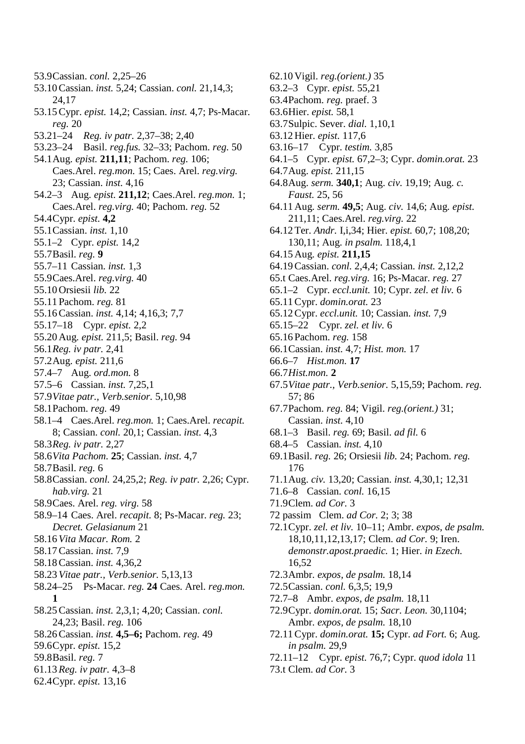53.9 Cassian. *conl.* 2,25–26
53.10 Cassian. *inst.* 5,24; Cassian. *conl.* 21,14,3; 24,17
53.15 Cypr. *epist.* 14,2; Cassian. *inst.* 4,7; Ps-Macar. *reg.* 20
53.21–24 *Reg. iv patr.* 2,37–38; 2,40
53.23–24 Basil. *reg.fus.* 32–33; Pachom. *reg.* 50
54.1 Aug. *epist.* **211,11**; Pachom. *reg.* 106; Caes.Arel. *reg.mon.* 15; Caes. Arel. *reg.virg.* 23; Cassian. *inst.* 4,16
54.2–3 Aug. *epist.* **211,12**; Caes.Arel. *reg.mon.* 1; Caes.Arel. *reg.virg.* 40; Pachom. *reg.* 52
54.4 Cypr. *epist.* **4,2**
55.1 Cassian. *inst.* 1,10
55.1–2 Cypr. *epist.* 14,2
55.7 Basil. *reg.* **9**
55.7–11 Cassian. *inst.* 1,3
55.9 Caes.Arel. *reg.virg.* 40
55.10 Orsiesii *lib.* 22
55.11 Pachom. *reg.* 81
55.16 Cassian. *inst.* 4,14; 4,16,3; 7,7
55.17–18 Cypr. *epist.* 2,2
55.20 Aug. *epist.* 211,5; Basil. *reg.* 94
56.1 *Reg. iv patr.* 2,41
57.2 Aug. *epist.* 211,6
57.4–7 Aug. *ord.mon.* 8
57.5–6 Cassian. *inst.* 7,25,1
57.9 *Vitae patr., Verb.senior.* 5,10,98
58.1 Pachom. *reg.* 49
58.1–4 Caes.Arel. *reg.mon.* 1; Caes.Arel. *recapit.* 8; Cassian. *conl.* 20,1; Cassian. *inst.* 4,3
58.3 *Reg. iv patr.* 2,27
58.6 *Vita Pachom.* **25**; Cassian. *inst.* 4,7
58.7 Basil. *reg.* 6
58.8 Cassian. *conl.* 24,25,2; *Reg. iv patr.* 2,26; Cypr. *hab.virg.* 21
58.9 Caes. Arel. *reg. virg.* 58
58.9–14 Caes. Arel. *recapit.* 8; Ps-Macar. *reg.* 23; *Decret. Gelasianum* 21
58.16 *Vita Macar. Rom.* 2
58.17 Cassian. *inst.* 7,9
58.18 Cassian. *inst.* 4,36,2
58.23 *Vitae patr., Verb.senior.* 5,13,13
58.24–25 Ps-Macar. *reg.* **24** Caes. Arel. *reg.mon.* **1**
58.25 Cassian. *inst.* 2,3,1; 4,20; Cassian. *conl.* 24,23; Basil. *reg.* 106
58.26 Cassian. *inst.* **4,5–6;** Pachom. *reg.* 49
59.6 Cypr. *epist.* 15,2
59.8 Basil. *reg.* 7
61.13 *Reg. iv patr.* 4,3–8
62.4 Cypr. *epist.* 13,16
62.10 Vigil. *reg.(orient.)* 35
63.2–3 Cypr. *epist.* 55,21
63.4 Pachom. *reg.* praef. 3
63.6 Hier. *epist.* 58,1
63.7 Sulpic. Sever. *dial.* 1,10,1
63.12 Hier. *epist.* 117,6
63.16–17 Cypr. *testim.* 3,85
64.1–5 Cypr. *epist.* 67,2–3; Cypr. *domin.orat.* 23
64.7 Aug. *epist.* 211,15
64.8 Aug. *serm.* **340,1**; Aug. *civ.* 19,19; Aug. *c. Faust.* 25, 56
64.11 Aug. *serm.* **49,5**; Aug. *civ.* 14,6; Aug. *epist.* 211,11; Caes.Arel. *reg.virg.* 22
64.12 Ter. *Andr.* I,i,34; Hier. *epist.* 60,7; 108,20; 130,11; Aug. *in psalm.* 118,4,1
64.15 Aug. *epist.* **211,15**
64.19 Cassian. *conl.* 2,4,4; Cassian. *inst.* 2,12,2
65.t Caes.Arel. *reg.virg.* 16; Ps-Macar. *reg.* 27
65.1–2 Cypr. *eccl.unit.* 10; Cypr. *zel. et liv.* 6
65.11 Cypr. *domin.orat.* 23
65.12 Cypr. *eccl.unit.* 10; Cassian. *inst.* 7,9
65.15–22 Cypr. *zel. et liv.* 6
65.16 Pachom. *reg.* 158
66.1 Cassian. *inst.* 4,7; *Hist. mon.* 17
66.6–7 *Hist.mon.* **17**
66.7 *Hist.mon.* **2**
67.5 *Vitae patr., Verb.senior.* 5,15,59; Pachom. *reg.* 57; 86
67.7 Pachom. *reg.* 84; Vigil. *reg.(orient.)* 31; Cassian. *inst.* 4,10
68.1–3 Basil. *reg.* 69; Basil. *ad fil.* 6
68.4–5 Cassian. *inst.* 4,10
69.1 Basil. *reg.* 26; Orsiesii *lib.* 24; Pachom. *reg.* 176
71.1 Aug. *civ.* 13,20; Cassian. *inst.* 4,30,1; 12,31
71.6–8 Cassian. *conl.* 16,15
71.9 Clem. *ad Cor.* 3
72 passim Clem. *ad Cor.* 2; 3; 38
72.1 Cypr. *zel. et liv.* 10–11; Ambr. *expos, de psalm.* 18,10,11,12,13,17; Clem. *ad Cor.* 9; Iren. *demonstr.apost.praedic.* 1; Hier. *in Ezech.* 16,52
72.3 Ambr. *expos, de psalm.* 18,14
72.5 Cassian. *conl.* 6,3,5; 19,9
72.7–8 Ambr. *expos, de psalm.* 18,11
72.9 Cypr. *domin.orat.* 15; *Sacr. Leon.* 30,1104; Ambr. *expos, de psalm.* 18,10
72.11 Cypr. *domin.orat.* **15;** Cypr. *ad Fort.* 6; Aug. *in psalm.* 29,9
72.11–12 Cypr. *epist.* 76,7; Cypr. *quod idola* 11
73.t Clem. *ad Cor.* 3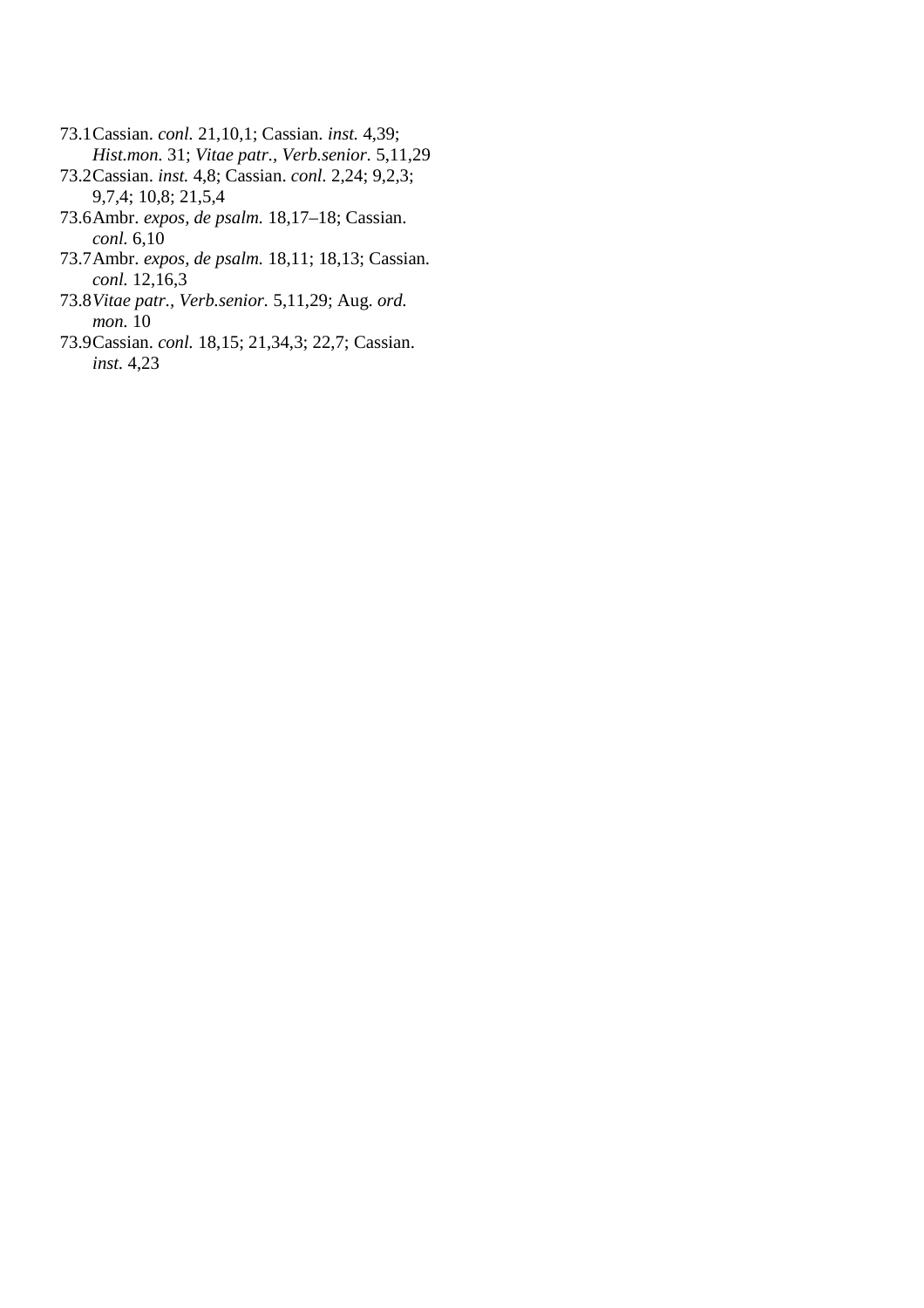73.1 Cassian. *conl.* 21,10,1; Cassian. *inst.* 4,39; *Hist.mon.* 31; *Vitae patr., Verb.senior.* 5,11,29

73.2 Cassian. *inst.* 4,8; Cassian. *conl.* 2,24; 9,2,3; 9,7,4; 10,8; 21,5,4

73.6 Ambr. *expos, de psalm.* 18,17–18; Cassian. *conl.* 6,10

73.7 Ambr. *expos, de psalm.* 18,11; 18,13; Cassian. *conl.* 12,16,3

73.8 *Vitae patr., Verb.senior.* 5,11,29; Aug. *ord. mon.* 10

73.9 Cassian. *conl.* 18,15; 21,34,3; 22,7; Cassian. *inst.* 4,23